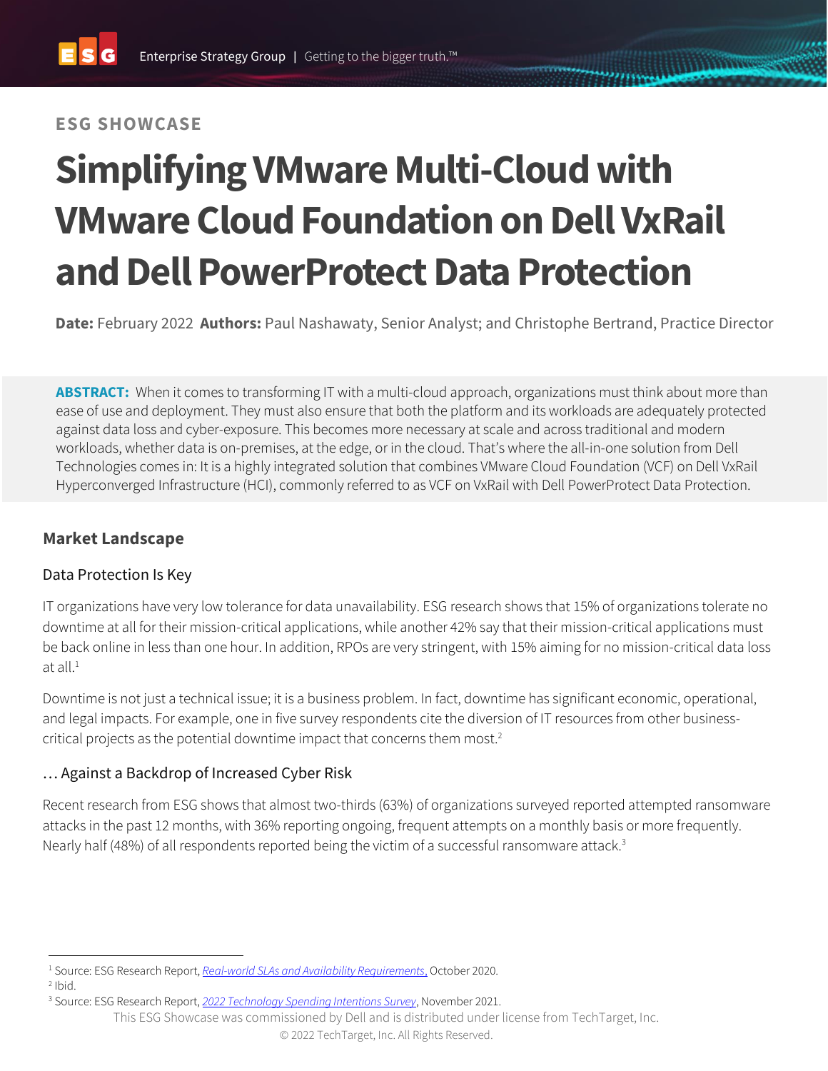ESG SHOWCASE

# Simplifying VMware Multi-Cloud with VMware Cloud Foundation on Dell VxRail and Dell PowerProtect Data Protection

**Date:** February 2022 **Authors:** Paul Nashawaty, Senior Analyst; and Christophe Bertrand, Practice Director

**ABSTRACT:** When it comes to transforming IT with a multi-cloud approach, organizations must think about more than ease of use and deployment. They must also ensure that both the platform and its workloads are adequately protected against data loss and cyber-exposure. This becomes more necessary at scale and across traditional and modern workloads, whether data is on-premises, at the edge, or in the cloud. That's where the all-in-one solution from Dell Technologies comes in: It is a highly integrated solution that combines VMware Cloud Foundation (VCF) on Dell VxRail Hyperconverged Infrastructure (HCI), commonly referred to as VCF on VxRail with Dell PowerProtect Data Protection.

## Market Landscape

### Data Protection Is Key

IT organizations have very low tolerance for data unavailability. ESG research shows that 15% of organizations tolerate no downtime at all for their mission-critical applications, while another 42% say that their mission-critical applications must be back online in less than one hour. In addition, RPOs are very stringent, with 15% aiming for no mission-critical data loss at all.[1]

Downtime is not just a technical issue; it is a business problem. In fact, downtime has significant economic, operational, and legal impacts. For example, one in five survey respondents cite the diversion of IT resources from other business-critical projects as the potential downtime impact that concerns them most.[2]

### … Against a Backdrop of Increased Cyber Risk

Recent research from ESG shows that almost two-thirds (63%) of organizations surveyed reported attempted ransomware attacks in the past 12 months, with 36% reporting ongoing, frequent attempts on a monthly basis or more frequently. Nearly half (48%) of all respondents reported being the victim of a successful ransomware attack.[3]

---

[1] Source: ESG Research Report, *Real-world SLAs and Availability Requirements*, October 2020.
[2] Ibid.
[3] Source: ESG Research Report, *2022 Technology Spending Intentions Survey*, November 2021.

This ESG Showcase was commissioned by Dell and is distributed under license from TechTarget, Inc.
© 2022 TechTarget, Inc. All Rights Reserved.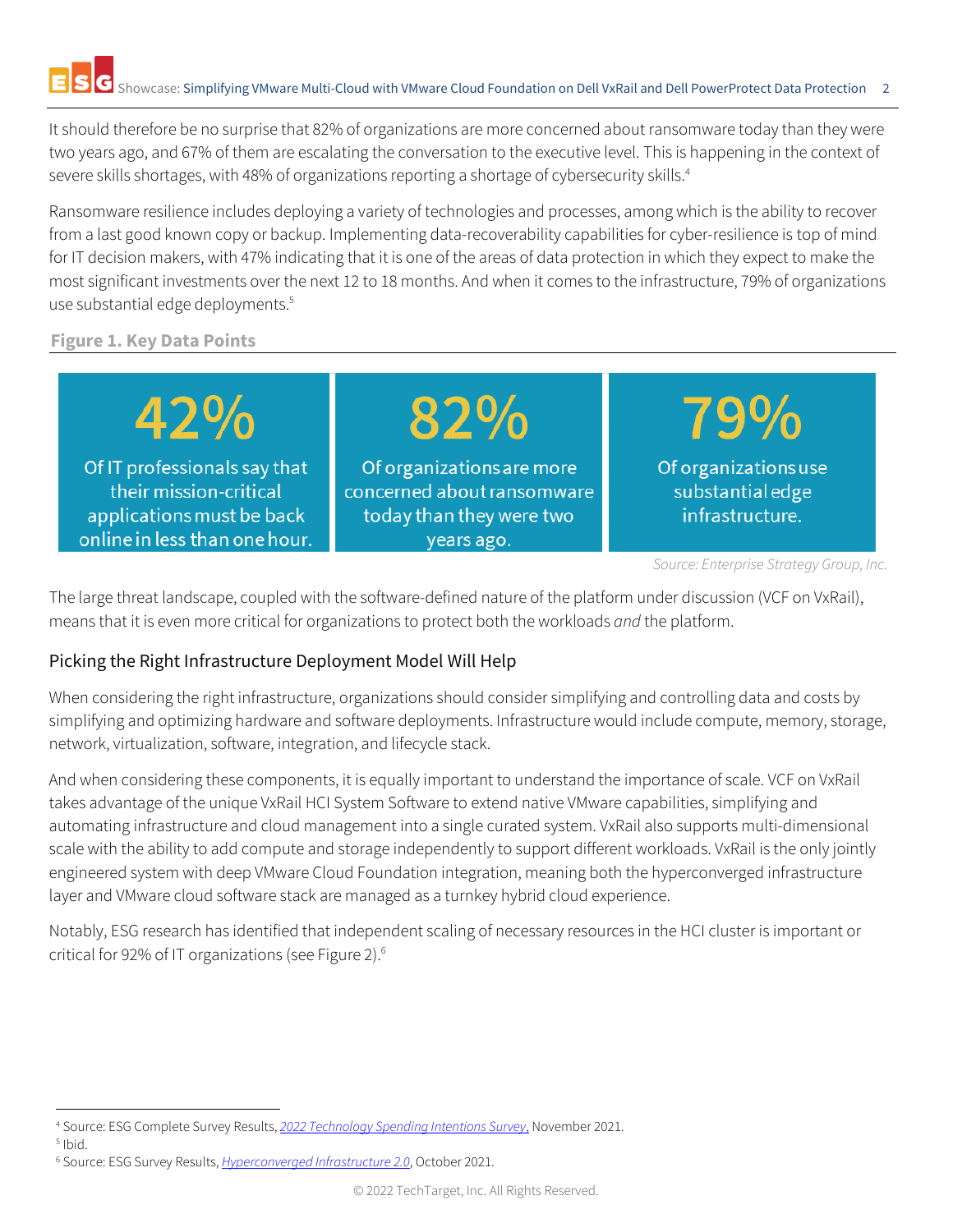It should therefore be no surprise that 82% of organizations are more concerned about ransomware today than they were two years ago, and 67% of them are escalating the conversation to the executive level. This is happening in the context of severe skills shortages, with 48% of organizations reporting a shortage of cybersecurity skills.[4]

Ransomware resilience includes deploying a variety of technologies and processes, among which is the ability to recover from a last good known copy or backup. Implementing data-recoverability capabilities for cyber-resilience is top of mind for IT decision makers, with 47% indicating that it is one of the areas of data protection in which they expect to make the most significant investments over the next 12 to 18 months. And when it comes to the infrastructure, 79% of organizations use substantial edge deployments.[5]

**Figure 1. Key Data Points**

| 42% | 82% | 79% |
|---|---|---|
| Of IT professionals say that their mission-critical applications must be back online in less than one hour. | Of organizations are more concerned about ransomware today than they were two years ago. | Of organizations use substantial edge infrastructure. |

*Source: Enterprise Strategy Group, Inc.*

The large threat landscape, coupled with the software-defined nature of the platform under discussion (VCF on VxRail), means that it is even more critical for organizations to protect both the workloads *and* the platform.

## Picking the Right Infrastructure Deployment Model Will Help

When considering the right infrastructure, organizations should consider simplifying and controlling data and costs by simplifying and optimizing hardware and software deployments. Infrastructure would include compute, memory, storage, network, virtualization, software, integration, and lifecycle stack.

And when considering these components, it is equally important to understand the importance of scale. VCF on VxRail takes advantage of the unique VxRail HCI System Software to extend native VMware capabilities, simplifying and automating infrastructure and cloud management into a single curated system. VxRail also supports multi-dimensional scale with the ability to add compute and storage independently to support different workloads. VxRail is the only jointly engineered system with deep VMware Cloud Foundation integration, meaning both the hyperconverged infrastructure layer and VMware cloud software stack are managed as a turnkey hybrid cloud experience.

Notably, ESG research has identified that independent scaling of necessary resources in the HCI cluster is important or critical for 92% of IT organizations (see Figure 2).[6]

---

[4] Source: ESG Complete Survey Results, *2022 Technology Spending Intentions Survey*, November 2021.
[5] Ibid.
[6] Source: ESG Survey Results, *Hyperconverged Infrastructure 2.0*, October 2021.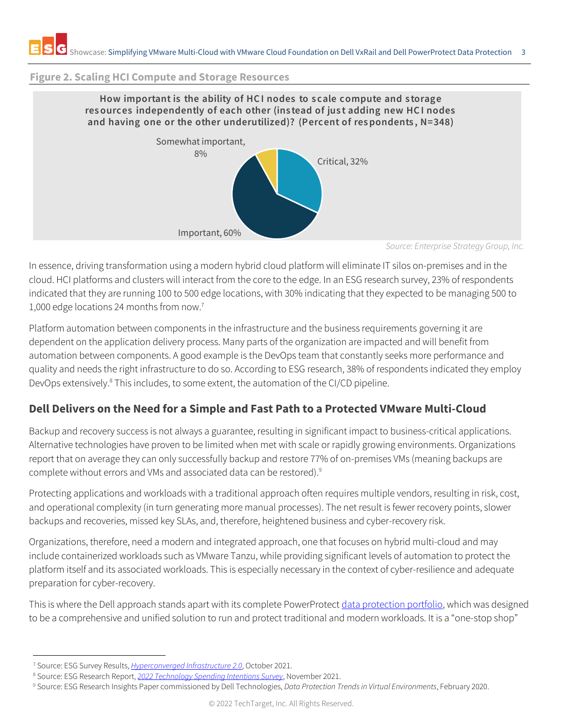**Figure 2. Scaling HCI Compute and Storage Resources**

**How important is the ability of HCI nodes to scale compute and storage resources independently of each other (instead of just adding new HCI nodes and having one or the other underutilized)? (Percent of respondents, N=348)**

| Response | Percent |
| --- | --- |
| Critical | 32% |
| Important | 60% |
| Somewhat important | 8% |

*Source: Enterprise Strategy Group, Inc.*

In essence, driving transformation using a modern hybrid cloud platform will eliminate IT silos on-premises and in the cloud. HCI platforms and clusters will interact from the core to the edge. In an ESG research survey, 23% of respondents indicated that they are running 100 to 500 edge locations, with 30% indicating that they expected to be managing 500 to 1,000 edge locations 24 months from now.[7]

Platform automation between components in the infrastructure and the business requirements governing it are dependent on the application delivery process. Many parts of the organization are impacted and will benefit from automation between components. A good example is the DevOps team that constantly seeks more performance and quality and needs the right infrastructure to do so. According to ESG research, 38% of respondents indicated they employ DevOps extensively.[8] This includes, to some extent, the automation of the CI/CD pipeline.

## Dell Delivers on the Need for a Simple and Fast Path to a Protected VMware Multi-Cloud

Backup and recovery success is not always a guarantee, resulting in significant impact to business-critical applications. Alternative technologies have proven to be limited when met with scale or rapidly growing environments. Organizations report that on average they can only successfully backup and restore 77% of on-premises VMs (meaning backups are complete without errors and VMs and associated data can be restored).[9]

Protecting applications and workloads with a traditional approach often requires multiple vendors, resulting in risk, cost, and operational complexity (in turn generating more manual processes). The net result is fewer recovery points, slower backups and recoveries, missed key SLAs, and, therefore, heightened business and cyber-recovery risk.

Organizations, therefore, need a modern and integrated approach, one that focuses on hybrid multi-cloud and may include containerized workloads such as VMware Tanzu, while providing significant levels of automation to protect the platform itself and its associated workloads. This is especially necessary in the context of cyber-resilience and adequate preparation for cyber-recovery.

This is where the Dell approach stands apart with its complete PowerProtect data protection portfolio, which was designed to be a comprehensive and unified solution to run and protect traditional and modern workloads. It is a "one-stop shop"

[7] Source: ESG Survey Results, *Hyperconverged Infrastructure 2.0*, October 2021.
[8] Source: ESG Research Report, *2022 Technology Spending Intentions Survey*, November 2021.
[9] Source: ESG Research Insights Paper commissioned by Dell Technologies, *Data Protection Trends in Virtual Environments*, February 2020.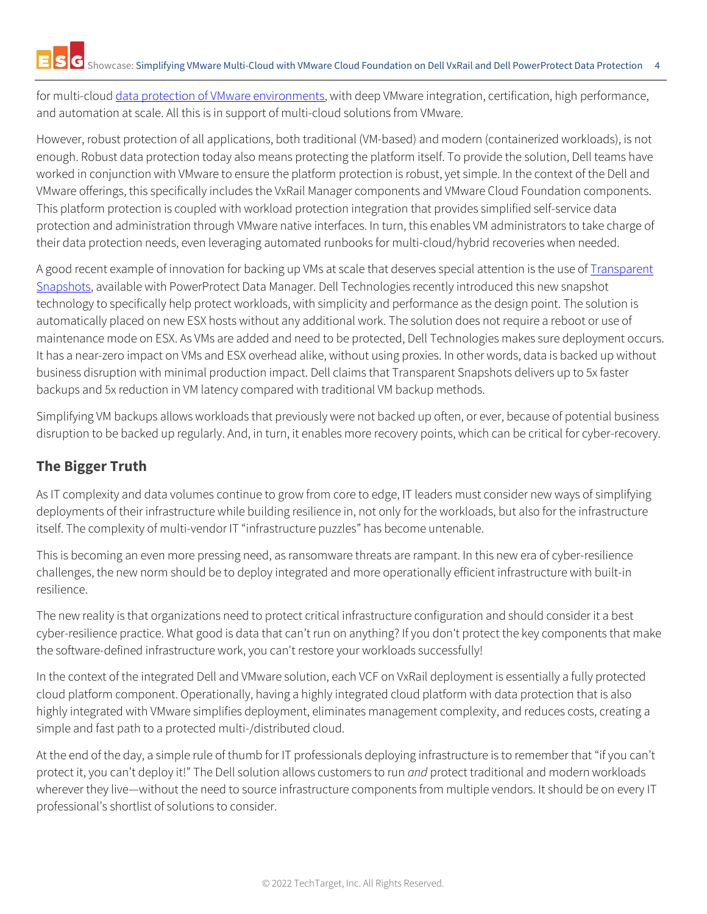for multi-cloud data protection of VMware environments, with deep VMware integration, certification, high performance, and automation at scale. All this is in support of multi-cloud solutions from VMware.

However, robust protection of all applications, both traditional (VM-based) and modern (containerized workloads), is not enough. Robust data protection today also means protecting the platform itself. To provide the solution, Dell teams have worked in conjunction with VMware to ensure the platform protection is robust, yet simple. In the context of the Dell and VMware offerings, this specifically includes the VxRail Manager components and VMware Cloud Foundation components. This platform protection is coupled with workload protection integration that provides simplified self-service data protection and administration through VMware native interfaces. In turn, this enables VM administrators to take charge of their data protection needs, even leveraging automated runbooks for multi-cloud/hybrid recoveries when needed.

A good recent example of innovation for backing up VMs at scale that deserves special attention is the use of Transparent Snapshots, available with PowerProtect Data Manager. Dell Technologies recently introduced this new snapshot technology to specifically help protect workloads, with simplicity and performance as the design point. The solution is automatically placed on new ESX hosts without any additional work. The solution does not require a reboot or use of maintenance mode on ESX. As VMs are added and need to be protected, Dell Technologies makes sure deployment occurs. It has a near-zero impact on VMs and ESX overhead alike, without using proxies. In other words, data is backed up without business disruption with minimal production impact. Dell claims that Transparent Snapshots delivers up to 5x faster backups and 5x reduction in VM latency compared with traditional VM backup methods.

Simplifying VM backups allows workloads that previously were not backed up often, or ever, because of potential business disruption to be backed up regularly. And, in turn, it enables more recovery points, which can be critical for cyber-recovery.

## The Bigger Truth

As IT complexity and data volumes continue to grow from core to edge, IT leaders must consider new ways of simplifying deployments of their infrastructure while building resilience in, not only for the workloads, but also for the infrastructure itself. The complexity of multi-vendor IT "infrastructure puzzles" has become untenable.

This is becoming an even more pressing need, as ransomware threats are rampant. In this new era of cyber-resilience challenges, the new norm should be to deploy integrated and more operationally efficient infrastructure with built-in resilience.

The new reality is that organizations need to protect critical infrastructure configuration and should consider it a best cyber-resilience practice. What good is data that can't run on anything? If you don't protect the key components that make the software-defined infrastructure work, you can't restore your workloads successfully!

In the context of the integrated Dell and VMware solution, each VCF on VxRail deployment is essentially a fully protected cloud platform component. Operationally, having a highly integrated cloud platform with data protection that is also highly integrated with VMware simplifies deployment, eliminates management complexity, and reduces costs, creating a simple and fast path to a protected multi-/distributed cloud.

At the end of the day, a simple rule of thumb for IT professionals deploying infrastructure is to remember that "if you can't protect it, you can't deploy it!" The Dell solution allows customers to run *and* protect traditional and modern workloads wherever they live—without the need to source infrastructure components from multiple vendors. It should be on every IT professional's shortlist of solutions to consider.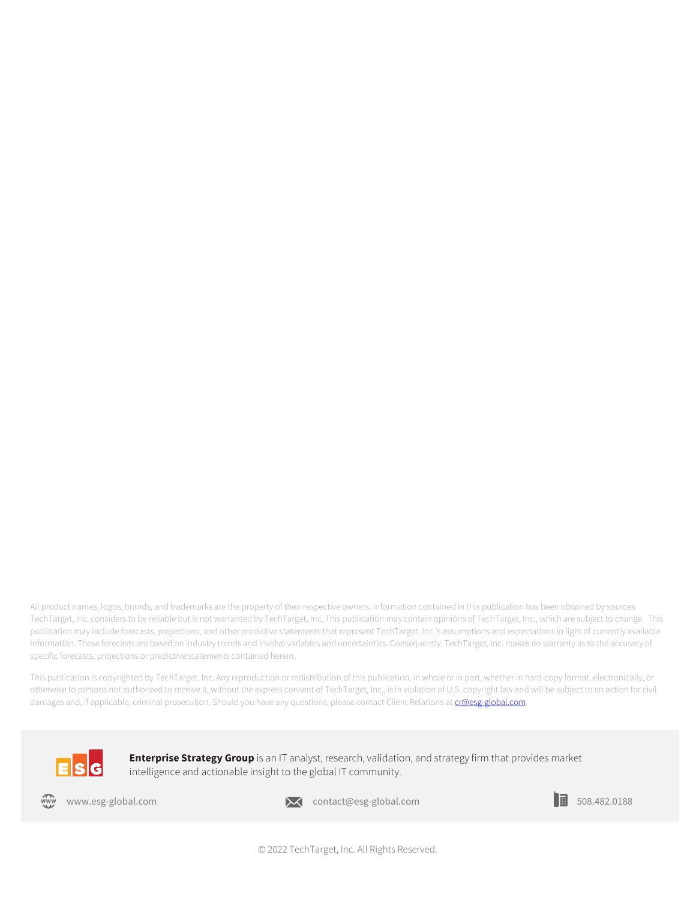All product names, logos, brands, and trademarks are the property of their respective owners. Information contained in this publication has been obtained by sources TechTarget, Inc. considers to be reliable but is not warranted by TechTarget, Inc. This publication may contain opinions of TechTarget, Inc., which are subject to change. This publication may include forecasts, projections, and other predictive statements that represent TechTarget, Inc.'s assumptions and expectations in light of currently available information. These forecasts are based on industry trends and involve variables and uncertainties. Consequently, TechTarget, Inc. makes no warranty as to the accuracy of specific forecasts, projections or predictive statements contained herein.

This publication is copyrighted by TechTarget, Inc. Any reproduction or redistribution of this publication, in whole or in part, whether in hard-copy format, electronically, or otherwise to persons not authorized to receive it, without the express consent of TechTarget, Inc., is in violation of U.S. copyright law and will be subject to an action for civil damages and, if applicable, criminal prosecution. Should you have any questions, please contact Client Relations at cr@esg-global.com.

**Enterprise Strategy Group** is an IT analyst, research, validation, and strategy firm that provides market intelligence and actionable insight to the global IT community.

www.esg-global.com

contact@esg-global.com

508.482.0188

© 2022 TechTarget, Inc. All Rights Reserved.